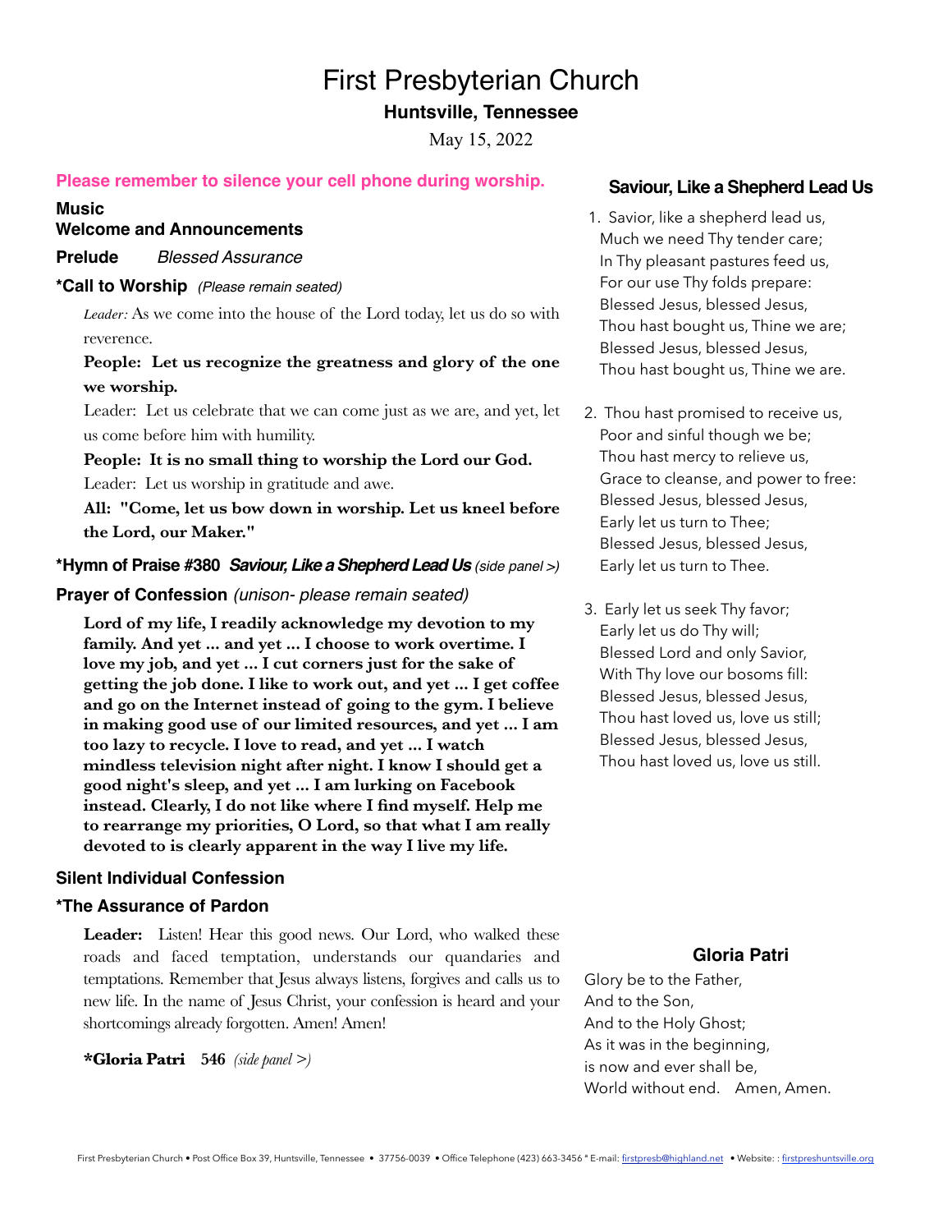# First Presbyterian Church

## Huntsville, Tennessee

May 15, 2022

**Please remember to silence your cell phone during worship.**

**Music**

**Welcome and Announcements**

**Prelude** *Blessed Assurance*

**\*Call to Worship** *(Please remain seated)*

*Leader:* As we come into the house of the Lord today, let us do so with reverence.

**People: Let us recognize the greatness and glory of the one we worship.**

Leader: Let us celebrate that we can come just as we are, and yet, let us come before him with humility.

**People: It is no small thing to worship the Lord our God.**

Leader: Let us worship in gratitude and awe.

**All: "Come, let us bow down in worship. Let us kneel before the Lord, our Maker."**

**\*Hymn of Praise #380** ***Saviour, Like a Shepherd Lead Us*** *(side panel >)*

**Prayer of Confession** *(unison- please remain seated)*

**Lord of my life, I readily acknowledge my devotion to my family. And yet ... and yet ... I choose to work overtime. I love my job, and yet ... I cut corners just for the sake of getting the job done. I like to work out, and yet ... I get coffee and go on the Internet instead of going to the gym. I believe in making good use of our limited resources, and yet ... I am too lazy to recycle. I love to read, and yet ... I watch mindless television night after night. I know I should get a good night's sleep, and yet ... I am lurking on Facebook instead. Clearly, I do not like where I find myself. Help me to rearrange my priorities, O Lord, so that what I am really devoted to is clearly apparent in the way I live my life.**

**Silent Individual Confession**

**\*The Assurance of Pardon**

**Leader:** Listen! Hear this good news. Our Lord, who walked these roads and faced temptation, understands our quandaries and temptations. Remember that Jesus always listens, forgives and calls us to new life. In the name of Jesus Christ, your confession is heard and your shortcomings already forgotten. Amen! Amen!

**\*Gloria Patri 546** *(side panel >)*

### Saviour, Like a Shepherd Lead Us

1. Savior, like a shepherd lead us,
   Much we need Thy tender care;
   In Thy pleasant pastures feed us,
   For our use Thy folds prepare:
   Blessed Jesus, blessed Jesus,
   Thou hast bought us, Thine we are;
   Blessed Jesus, blessed Jesus,
   Thou hast bought us, Thine we are.

2. Thou hast promised to receive us,
   Poor and sinful though we be;
   Thou hast mercy to relieve us,
   Grace to cleanse, and power to free:
   Blessed Jesus, blessed Jesus,
   Early let us turn to Thee;
   Blessed Jesus, blessed Jesus,
   Early let us turn to Thee.

3. Early let us seek Thy favor;
   Early let us do Thy will;
   Blessed Lord and only Savior,
   With Thy love our bosoms fill:
   Blessed Jesus, blessed Jesus,
   Thou hast loved us, love us still;
   Blessed Jesus, blessed Jesus,
   Thou hast loved us, love us still.

### Gloria Patri

Glory be to the Father,
And to the Son,
And to the Holy Ghost;
As it was in the beginning,
is now and ever shall be,
World without end. Amen, Amen.

First Presbyterian Church • Post Office Box 39, Huntsville, Tennessee • 37756-0039 • Office Telephone (423) 663-3456 • E-mail: firstpresb@highland.net • Website: : firstpreshuntsville.org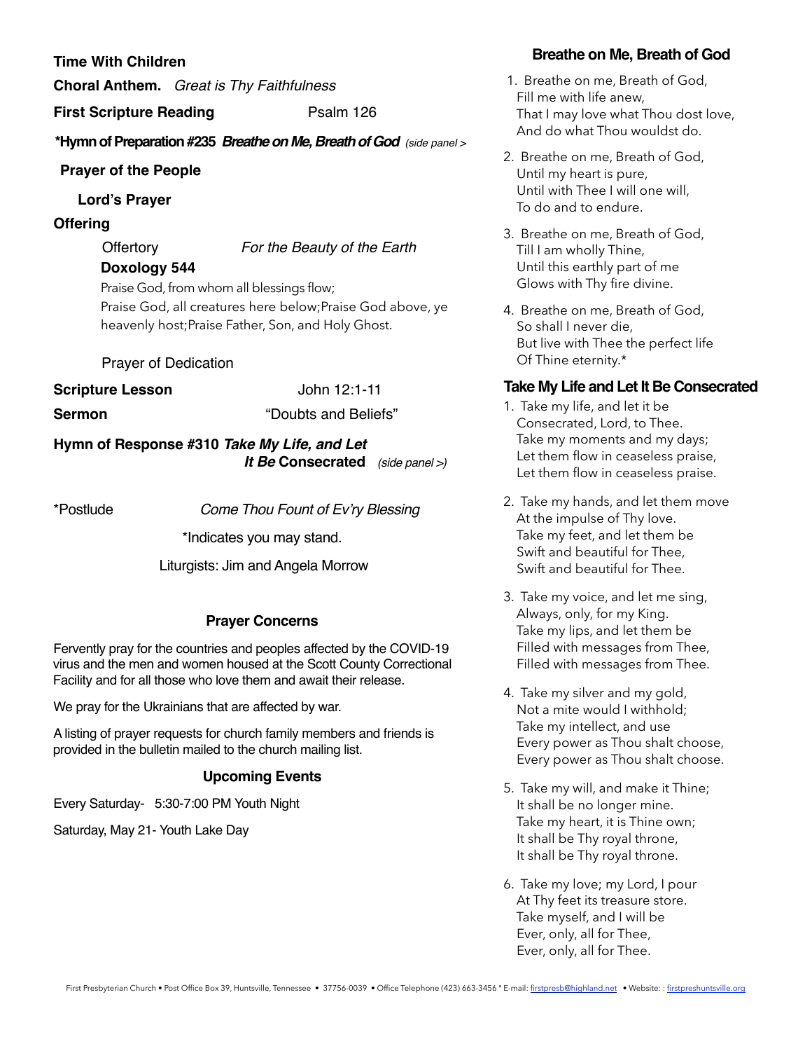**Time With Children**

**Choral Anthem.** *Great is Thy Faithfulness*

**First Scripture Reading** Psalm 126

***Hymn of Preparation #235** ***Breathe on Me, Breath of God*** *(side panel >*

**Prayer of the People**

**Lord's Prayer**

**Offering**

Offertory *For the Beauty of the Earth*

**Doxology 544**

Praise God, from whom all blessings flow;
Praise God, all creatures here below;Praise God above, ye heavenly host;Praise Father, Son, and Holy Ghost.

Prayer of Dedication

**Scripture Lesson** John 12:1-11

**Sermon** "Doubts and Beliefs"

**Hymn of Response #310** ***Take My Life, and Let It Be*** **Consecrated** *(side panel >)*

*Postlude *Come Thou Fount of Ev'ry Blessing*

*Indicates you may stand.

Liturgists: Jim and Angela Morrow

## Prayer Concerns

Fervently pray for the countries and peoples affected by the COVID-19 virus and the men and women housed at the Scott County Correctional Facility and for all those who love them and await their release.

We pray for the Ukrainians that are affected by war.

A listing of prayer requests for church family members and friends is provided in the bulletin mailed to the church mailing list.

## Upcoming Events

Every Saturday- 5:30-7:00 PM Youth Night

Saturday, May 21- Youth Lake Day

## Breathe on Me, Breath of God

1. Breathe on me, Breath of God,
   Fill me with life anew,
   That I may love what Thou dost love,
   And do what Thou wouldst do.

2. Breathe on me, Breath of God,
   Until my heart is pure,
   Until with Thee I will one will,
   To do and to endure.

3. Breathe on me, Breath of God,
   Till I am wholly Thine,
   Until this earthly part of me
   Glows with Thy fire divine.

4. Breathe on me, Breath of God,
   So shall I never die,
   But live with Thee the perfect life
   Of Thine eternity.*

## Take My Life and Let It Be Consecrated

1. Take my life, and let it be
   Consecrated, Lord, to Thee.
   Take my moments and my days;
   Let them flow in ceaseless praise,
   Let them flow in ceaseless praise.

2. Take my hands, and let them move
   At the impulse of Thy love.
   Take my feet, and let them be
   Swift and beautiful for Thee,
   Swift and beautiful for Thee.

3. Take my voice, and let me sing,
   Always, only, for my King.
   Take my lips, and let them be
   Filled with messages from Thee,
   Filled with messages from Thee.

4. Take my silver and my gold,
   Not a mite would I withhold;
   Take my intellect, and use
   Every power as Thou shalt choose,
   Every power as Thou shalt choose.

5. Take my will, and make it Thine;
   It shall be no longer mine.
   Take my heart, it is Thine own;
   It shall be Thy royal throne,
   It shall be Thy royal throne.

6. Take my love; my Lord, I pour
   At Thy feet its treasure store.
   Take myself, and I will be
   Ever, only, all for Thee,
   Ever, only, all for Thee.

First Presbyterian Church • Post Office Box 39, Huntsville, Tennessee • 37756-0039 • Office Telephone (423) 663-3456 * E-mail: firstpresb@highland.net • Website: : firstpreshuntsville.org